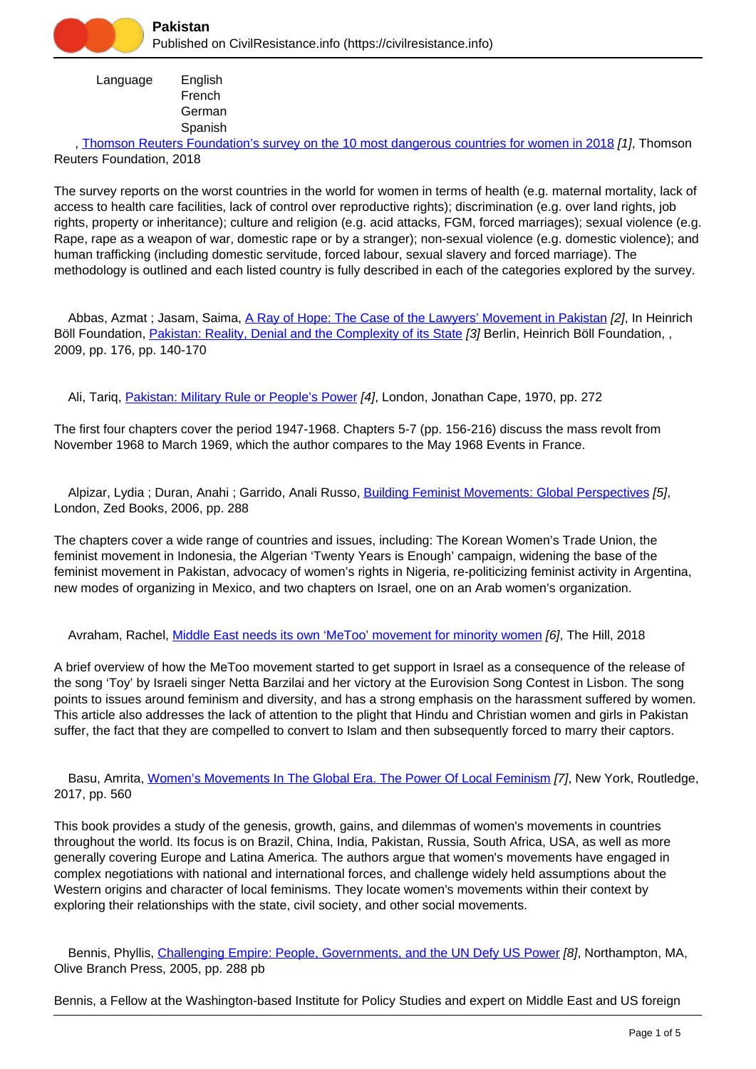Language English
French
German
Spanish

, [Thomson Reuters Foundation's survey on the 10 most dangerous countries for women in 2018](#) [1], Thomson Reuters Foundation, 2018

The survey reports on the worst countries in the world for women in terms of health (e.g. maternal mortality, lack of access to health care facilities, lack of control over reproductive rights); discrimination (e.g. over land rights, job rights, property or inheritance); culture and religion (e.g. acid attacks, FGM, forced marriages); sexual violence (e.g. Rape, rape as a weapon of war, domestic rape or by a stranger); non-sexual violence (e.g. domestic violence); and human trafficking (including domestic servitude, forced labour, sexual slavery and forced marriage). The methodology is outlined and each listed country is fully described in each of the categories explored by the survey.

Abbas, Azmat ; Jasam, Saima, [A Ray of Hope: The Case of the Lawyers' Movement in Pakistan](#) [2], In Heinrich Böll Foundation, [Pakistan: Reality, Denial and the Complexity of its State](#) [3] Berlin, Heinrich Böll Foundation, , 2009, pp. 176, pp. 140-170

Ali, Tariq, [Pakistan: Military Rule or People's Power](#) [4], London, Jonathan Cape, 1970, pp. 272

The first four chapters cover the period 1947-1968. Chapters 5-7 (pp. 156-216) discuss the mass revolt from November 1968 to March 1969, which the author compares to the May 1968 Events in France.

Alpizar, Lydia ; Duran, Anahi ; Garrido, Anali Russo, [Building Feminist Movements: Global Perspectives](#) [5], London, Zed Books, 2006, pp. 288

The chapters cover a wide range of countries and issues, including: The Korean Women's Trade Union, the feminist movement in Indonesia, the Algerian 'Twenty Years is Enough' campaign, widening the base of the feminist movement in Pakistan, advocacy of women's rights in Nigeria, re-politicizing feminist activity in Argentina, new modes of organizing in Mexico, and two chapters on Israel, one on an Arab women's organization.

Avraham, Rachel, [Middle East needs its own 'MeToo' movement for minority women](#) [6], The Hill, 2018

A brief overview of how the MeToo movement started to get support in Israel as a consequence of the release of the song 'Toy' by Israeli singer Netta Barzilai and her victory at the Eurovision Song Contest in Lisbon. The song points to issues around feminism and diversity, and has a strong emphasis on the harassment suffered by women. This article also addresses the lack of attention to the plight that Hindu and Christian women and girls in Pakistan suffer, the fact that they are compelled to convert to Islam and then subsequently forced to marry their captors.

Basu, Amrita, [Women's Movements In The Global Era. The Power Of Local Feminism](#) [7], New York, Routledge, 2017, pp. 560

This book provides a study of the genesis, growth, gains, and dilemmas of women's movements in countries throughout the world. Its focus is on Brazil, China, India, Pakistan, Russia, South Africa, USA, as well as more generally covering Europe and Latina America. The authors argue that women's movements have engaged in complex negotiations with national and international forces, and challenge widely held assumptions about the Western origins and character of local feminisms. They locate women's movements within their context by exploring their relationships with the state, civil society, and other social movements.

Bennis, Phyllis, [Challenging Empire: People, Governments, and the UN Defy US Power](#) [8], Northampton, MA, Olive Branch Press, 2005, pp. 288 pb

Bennis, a Fellow at the Washington-based Institute for Policy Studies and expert on Middle East and US foreign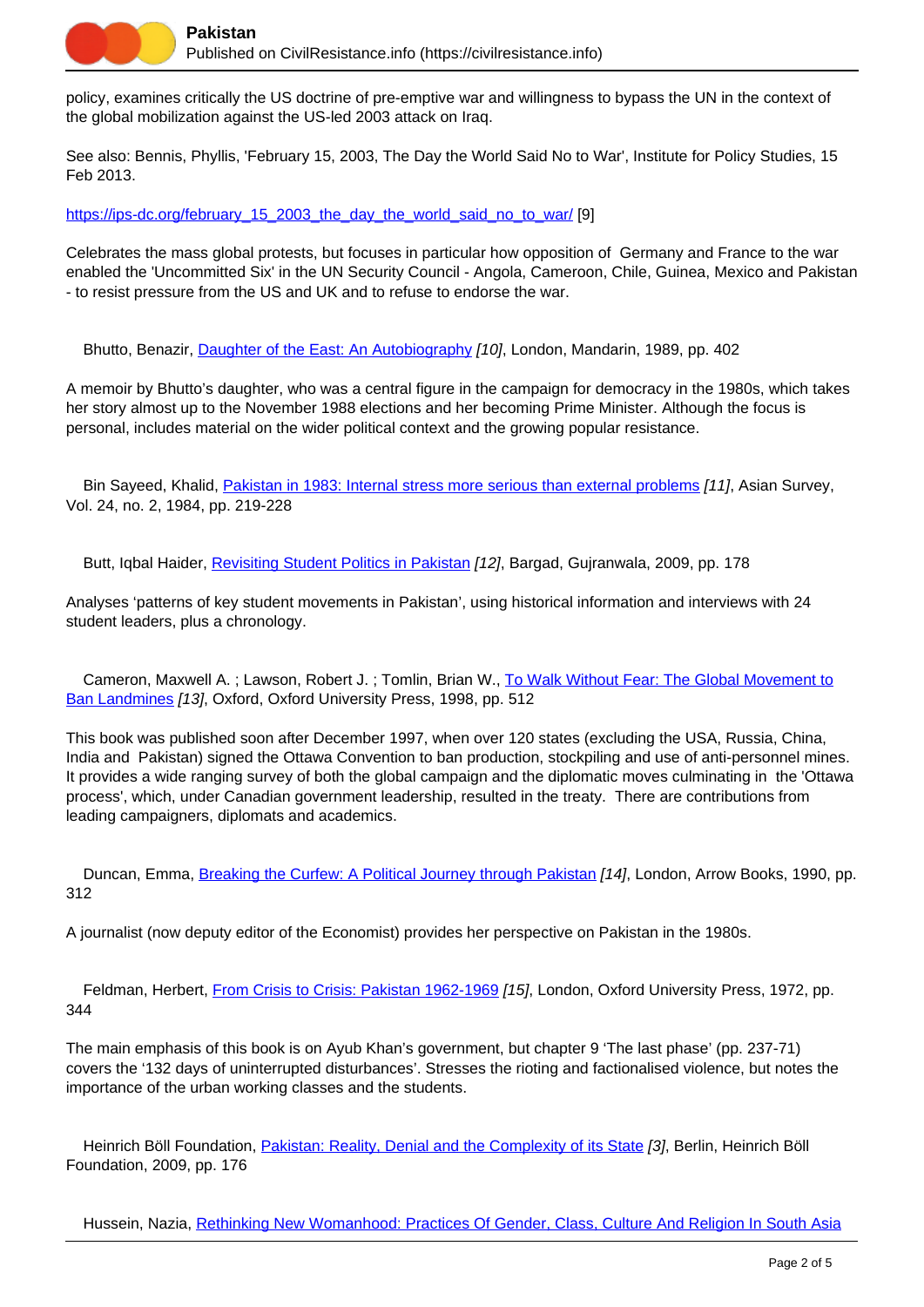policy, examines critically the US doctrine of pre-emptive war and willingness to bypass the UN in the context of the global mobilization against the US-led 2003 attack on Iraq.

See also: Bennis, Phyllis, 'February 15, 2003, The Day the World Said No to War', Institute for Policy Studies, 15 Feb 2013.

https://ips-dc.org/february_15_2003_the_day_the_world_said_no_to_war/ [9]

Celebrates the mass global protests, but focuses in particular how opposition of  Germany and France to the war enabled the 'Uncommitted Six' in the UN Security Council - Angola, Cameroon, Chile, Guinea, Mexico and Pakistan - to resist pressure from the US and UK and to refuse to endorse the war.

Bhutto, Benazir, Daughter of the East: An Autobiography *[10]*, London, Mandarin, 1989, pp. 402

A memoir by Bhutto's daughter, who was a central figure in the campaign for democracy in the 1980s, which takes her story almost up to the November 1988 elections and her becoming Prime Minister. Although the focus is personal, includes material on the wider political context and the growing popular resistance.

Bin Sayeed, Khalid, Pakistan in 1983: Internal stress more serious than external problems *[11]*, Asian Survey, Vol. 24, no. 2, 1984, pp. 219-228

Butt, Iqbal Haider, Revisiting Student Politics in Pakistan *[12]*, Bargad, Gujranwala, 2009, pp. 178

Analyses 'patterns of key student movements in Pakistan', using historical information and interviews with 24 student leaders, plus a chronology.

Cameron, Maxwell A. ; Lawson, Robert J. ; Tomlin, Brian W., To Walk Without Fear: The Global Movement to Ban Landmines *[13]*, Oxford, Oxford University Press, 1998, pp. 512

This book was published soon after December 1997, when over 120 states (excluding the USA, Russia, China, India and  Pakistan) signed the Ottawa Convention to ban production, stockpiling and use of anti-personnel mines. It provides a wide ranging survey of both the global campaign and the diplomatic moves culminating in  the 'Ottawa process', which, under Canadian government leadership, resulted in the treaty.  There are contributions from leading campaigners, diplomats and academics.

Duncan, Emma, Breaking the Curfew: A Political Journey through Pakistan *[14]*, London, Arrow Books, 1990, pp. 312

A journalist (now deputy editor of the Economist) provides her perspective on Pakistan in the 1980s.

Feldman, Herbert, From Crisis to Crisis: Pakistan 1962-1969 *[15]*, London, Oxford University Press, 1972, pp. 344

The main emphasis of this book is on Ayub Khan's government, but chapter 9 'The last phase' (pp. 237-71) covers the '132 days of uninterrupted disturbances'. Stresses the rioting and factionalised violence, but notes the importance of the urban working classes and the students.

Heinrich Böll Foundation, Pakistan: Reality, Denial and the Complexity of its State *[3]*, Berlin, Heinrich Böll Foundation, 2009, pp. 176

Hussein, Nazia, Rethinking New Womanhood: Practices Of Gender, Class, Culture And Religion In South Asia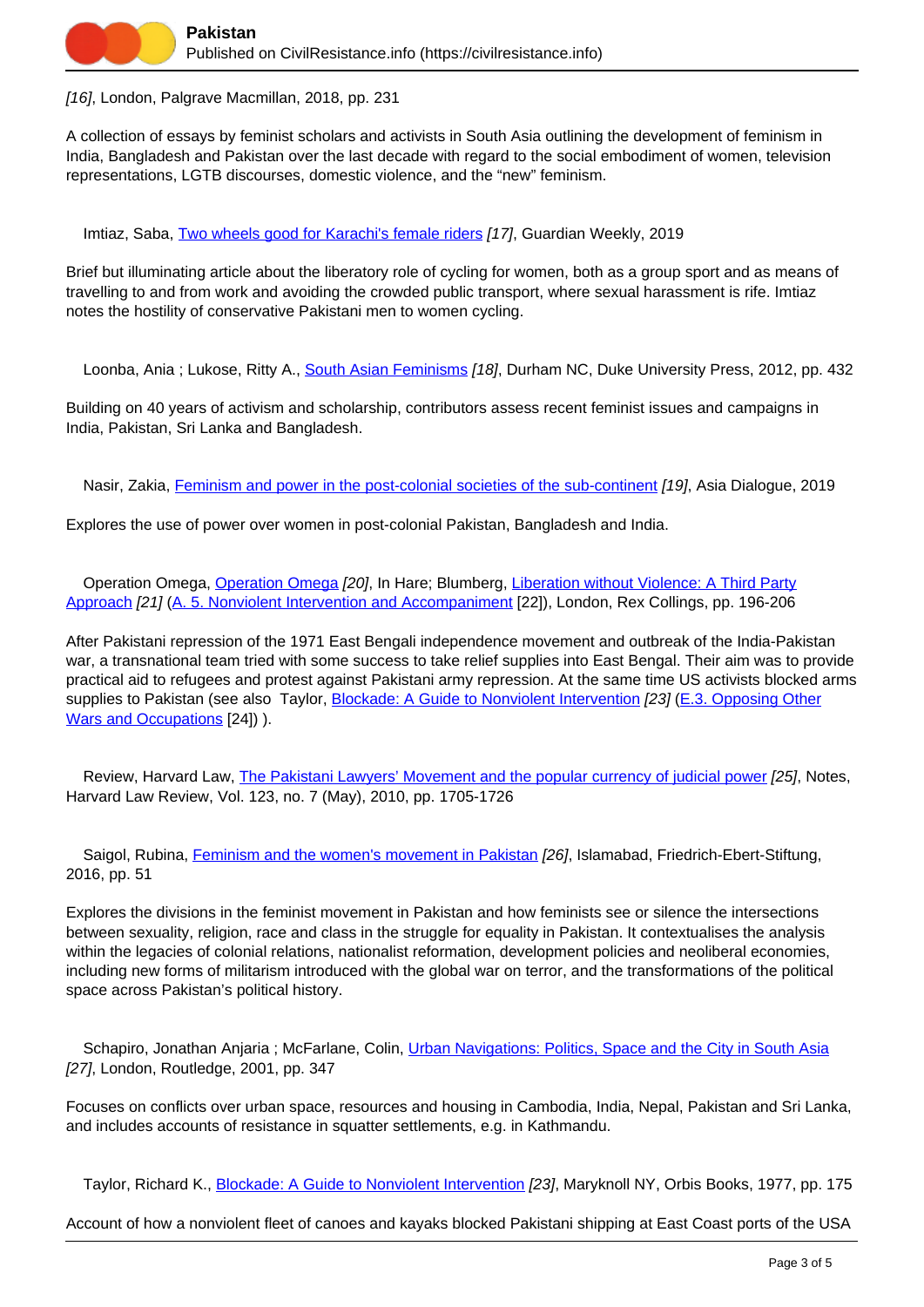*[16]*, London, Palgrave Macmillan, 2018, pp. 231

A collection of essays by feminist scholars and activists in South Asia outlining the development of feminism in India, Bangladesh and Pakistan over the last decade with regard to the social embodiment of women, television representations, LGTB discourses, domestic violence, and the "new" feminism.

Imtiaz, Saba, Two wheels good for Karachi's female riders *[17]*, Guardian Weekly, 2019

Brief but illuminating article about the liberatory role of cycling for women, both as a group sport and as means of travelling to and from work and avoiding the crowded public transport, where sexual harassment is rife. Imtiaz notes the hostility of conservative Pakistani men to women cycling.

Loonba, Ania ; Lukose, Ritty A., South Asian Feminisms *[18]*, Durham NC, Duke University Press, 2012, pp. 432

Building on 40 years of activism and scholarship, contributors assess recent feminist issues and campaigns in India, Pakistan, Sri Lanka and Bangladesh.

Nasir, Zakia, Feminism and power in the post-colonial societies of the sub-continent *[19]*, Asia Dialogue, 2019

Explores the use of power over women in post-colonial Pakistan, Bangladesh and India.

Operation Omega, Operation Omega *[20]*, In Hare; Blumberg, Liberation without Violence: A Third Party Approach *[21]* (A. 5. Nonviolent Intervention and Accompaniment [22]), London, Rex Collings, pp. 196-206

After Pakistani repression of the 1971 East Bengali independence movement and outbreak of the India-Pakistan war, a transnational team tried with some success to take relief supplies into East Bengal. Their aim was to provide practical aid to refugees and protest against Pakistani army repression. At the same time US activists blocked arms supplies to Pakistan (see also Taylor, Blockade: A Guide to Nonviolent Intervention *[23]* (E.3. Opposing Other Wars and Occupations [24]) ).

Review, Harvard Law, The Pakistani Lawyers' Movement and the popular currency of judicial power *[25]*, Notes, Harvard Law Review, Vol. 123, no. 7 (May), 2010, pp. 1705-1726

Saigol, Rubina, Feminism and the women's movement in Pakistan *[26]*, Islamabad, Friedrich-Ebert-Stiftung, 2016, pp. 51

Explores the divisions in the feminist movement in Pakistan and how feminists see or silence the intersections between sexuality, religion, race and class in the struggle for equality in Pakistan. It contextualises the analysis within the legacies of colonial relations, nationalist reformation, development policies and neoliberal economies, including new forms of militarism introduced with the global war on terror, and the transformations of the political space across Pakistan's political history.

Schapiro, Jonathan Anjaria ; McFarlane, Colin, Urban Navigations: Politics, Space and the City in South Asia *[27]*, London, Routledge, 2001, pp. 347

Focuses on conflicts over urban space, resources and housing in Cambodia, India, Nepal, Pakistan and Sri Lanka, and includes accounts of resistance in squatter settlements, e.g. in Kathmandu.

Taylor, Richard K., Blockade: A Guide to Nonviolent Intervention *[23]*, Maryknoll NY, Orbis Books, 1977, pp. 175

Account of how a nonviolent fleet of canoes and kayaks blocked Pakistani shipping at East Coast ports of the USA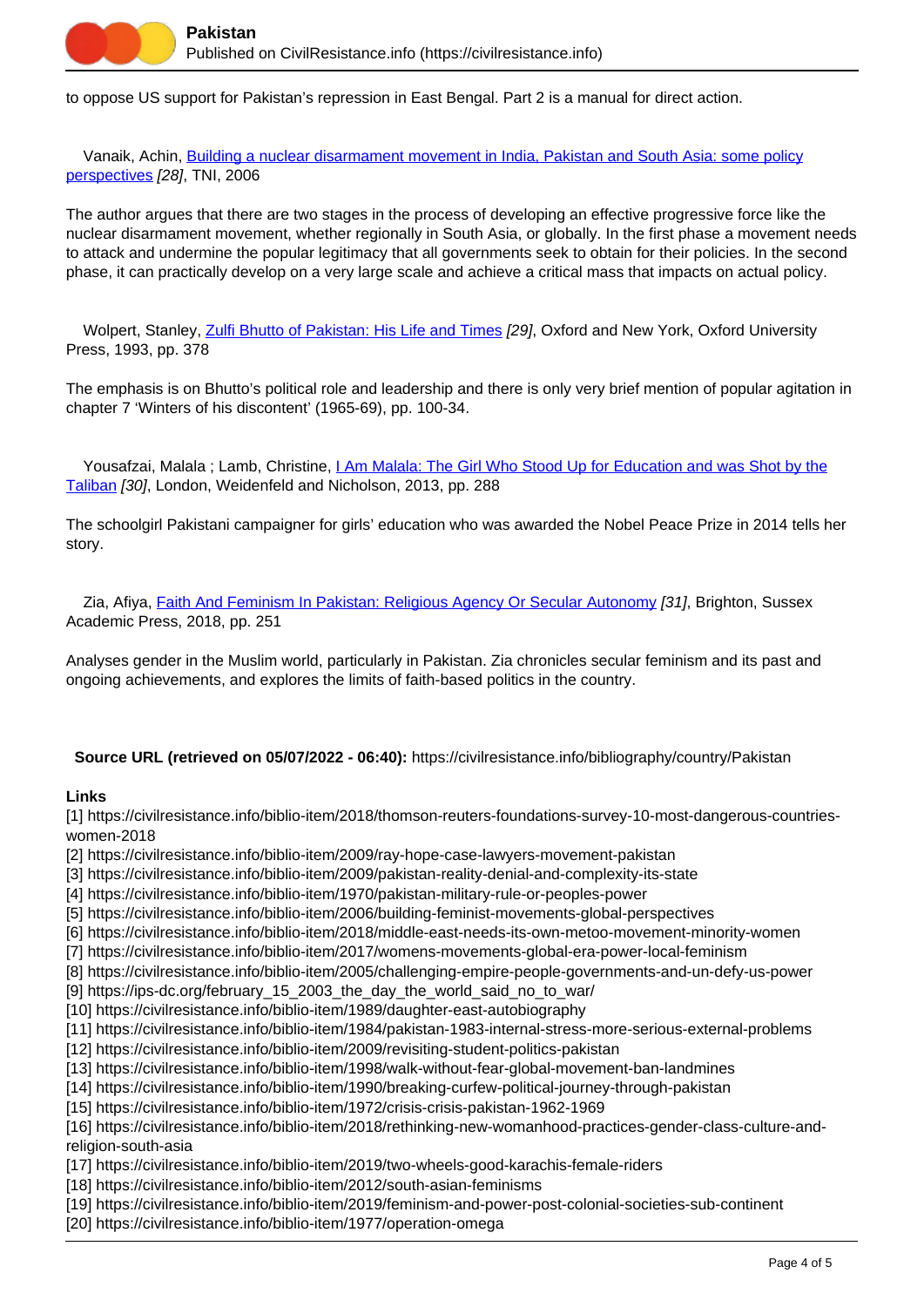to oppose US support for Pakistan's repression in East Bengal. Part 2 is a manual for direct action.

Vanaik, Achin, Building a nuclear disarmament movement in India, Pakistan and South Asia: some policy perspectives *[28]*, TNI, 2006

The author argues that there are two stages in the process of developing an effective progressive force like the nuclear disarmament movement, whether regionally in South Asia, or globally. In the first phase a movement needs to attack and undermine the popular legitimacy that all governments seek to obtain for their policies. In the second phase, it can practically develop on a very large scale and achieve a critical mass that impacts on actual policy.

Wolpert, Stanley, Zulfi Bhutto of Pakistan: His Life and Times *[29]*, Oxford and New York, Oxford University Press, 1993, pp. 378

The emphasis is on Bhutto's political role and leadership and there is only very brief mention of popular agitation in chapter 7 'Winters of his discontent' (1965-69), pp. 100-34.

Yousafzai, Malala ; Lamb, Christine, I Am Malala: The Girl Who Stood Up for Education and was Shot by the Taliban *[30]*, London, Weidenfeld and Nicholson, 2013, pp. 288

The schoolgirl Pakistani campaigner for girls' education who was awarded the Nobel Peace Prize in 2014 tells her story.

Zia, Afiya, Faith And Feminism In Pakistan: Religious Agency Or Secular Autonomy *[31]*, Brighton, Sussex Academic Press, 2018, pp. 251

Analyses gender in the Muslim world, particularly in Pakistan. Zia chronicles secular feminism and its past and ongoing achievements, and explores the limits of faith-based politics in the country.

**Source URL (retrieved on 05/07/2022 - 06:40):** https://civilresistance.info/bibliography/country/Pakistan

**Links**

[1] https://civilresistance.info/biblio-item/2018/thomson-reuters-foundations-survey-10-most-dangerous-countries-women-2018
[2] https://civilresistance.info/biblio-item/2009/ray-hope-case-lawyers-movement-pakistan
[3] https://civilresistance.info/biblio-item/2009/pakistan-reality-denial-and-complexity-its-state
[4] https://civilresistance.info/biblio-item/1970/pakistan-military-rule-or-peoples-power
[5] https://civilresistance.info/biblio-item/2006/building-feminist-movements-global-perspectives
[6] https://civilresistance.info/biblio-item/2018/middle-east-needs-its-own-metoo-movement-minority-women
[7] https://civilresistance.info/biblio-item/2017/womens-movements-global-era-power-local-feminism
[8] https://civilresistance.info/biblio-item/2005/challenging-empire-people-governments-and-un-defy-us-power
[9] https://ips-dc.org/february_15_2003_the_day_the_world_said_no_to_war/
[10] https://civilresistance.info/biblio-item/1989/daughter-east-autobiography
[11] https://civilresistance.info/biblio-item/1984/pakistan-1983-internal-stress-more-serious-external-problems
[12] https://civilresistance.info/biblio-item/2009/revisiting-student-politics-pakistan
[13] https://civilresistance.info/biblio-item/1998/walk-without-fear-global-movement-ban-landmines
[14] https://civilresistance.info/biblio-item/1990/breaking-curfew-political-journey-through-pakistan
[15] https://civilresistance.info/biblio-item/1972/crisis-crisis-pakistan-1962-1969
[16] https://civilresistance.info/biblio-item/2018/rethinking-new-womanhood-practices-gender-class-culture-and-religion-south-asia
[17] https://civilresistance.info/biblio-item/2019/two-wheels-good-karachis-female-riders
[18] https://civilresistance.info/biblio-item/2012/south-asian-feminisms
[19] https://civilresistance.info/biblio-item/2019/feminism-and-power-post-colonial-societies-sub-continent
[20] https://civilresistance.info/biblio-item/1977/operation-omega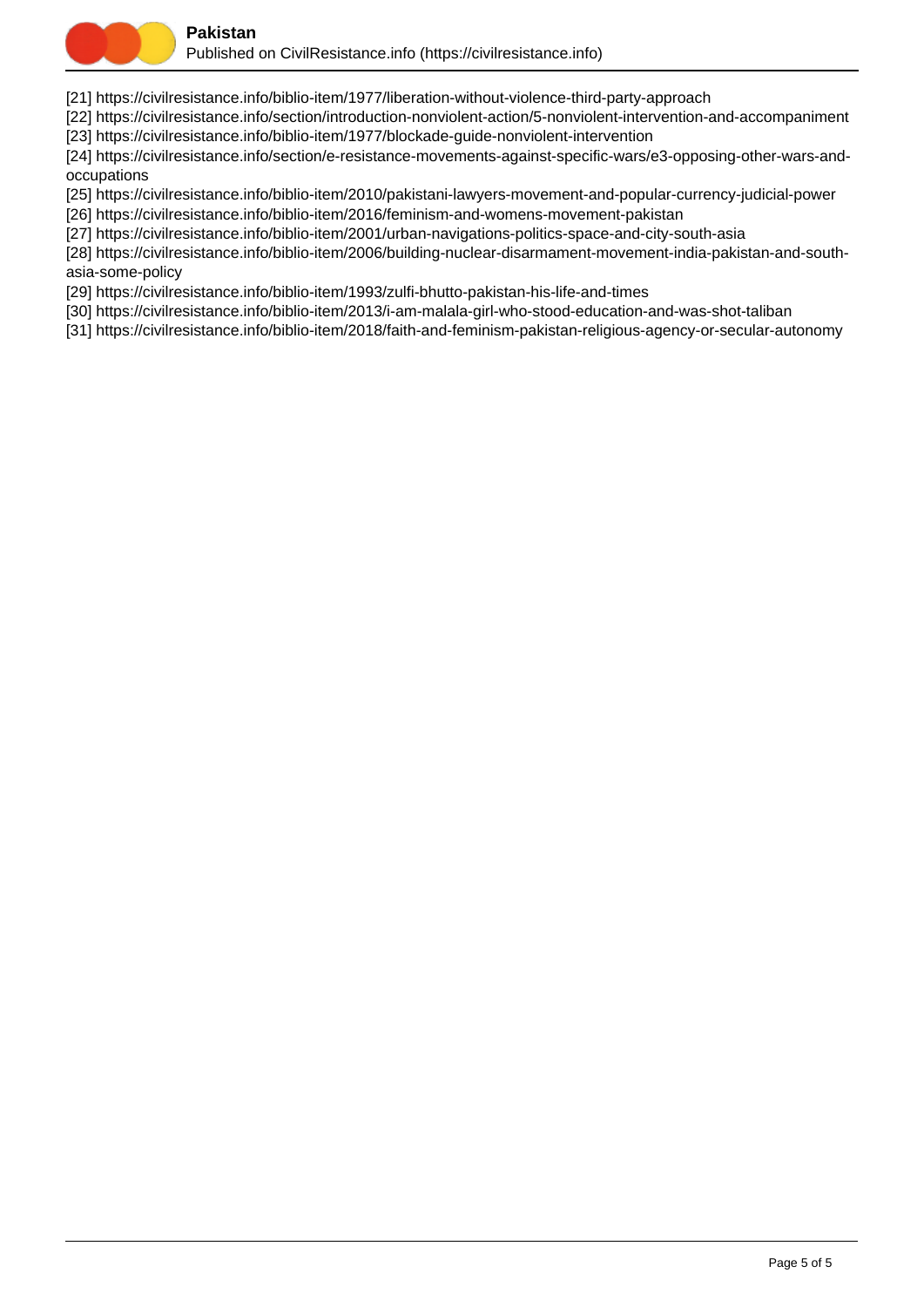[21] https://civilresistance.info/biblio-item/1977/liberation-without-violence-third-party-approach
[22] https://civilresistance.info/section/introduction-nonviolent-action/5-nonviolent-intervention-and-accompaniment
[23] https://civilresistance.info/biblio-item/1977/blockade-guide-nonviolent-intervention
[24] https://civilresistance.info/section/e-resistance-movements-against-specific-wars/e3-opposing-other-wars-and-occupations
[25] https://civilresistance.info/biblio-item/2010/pakistani-lawyers-movement-and-popular-currency-judicial-power
[26] https://civilresistance.info/biblio-item/2016/feminism-and-womens-movement-pakistan
[27] https://civilresistance.info/biblio-item/2001/urban-navigations-politics-space-and-city-south-asia
[28] https://civilresistance.info/biblio-item/2006/building-nuclear-disarmament-movement-india-pakistan-and-south-asia-some-policy
[29] https://civilresistance.info/biblio-item/1993/zulfi-bhutto-pakistan-his-life-and-times
[30] https://civilresistance.info/biblio-item/2013/i-am-malala-girl-who-stood-education-and-was-shot-taliban
[31] https://civilresistance.info/biblio-item/2018/faith-and-feminism-pakistan-religious-agency-or-secular-autonomy